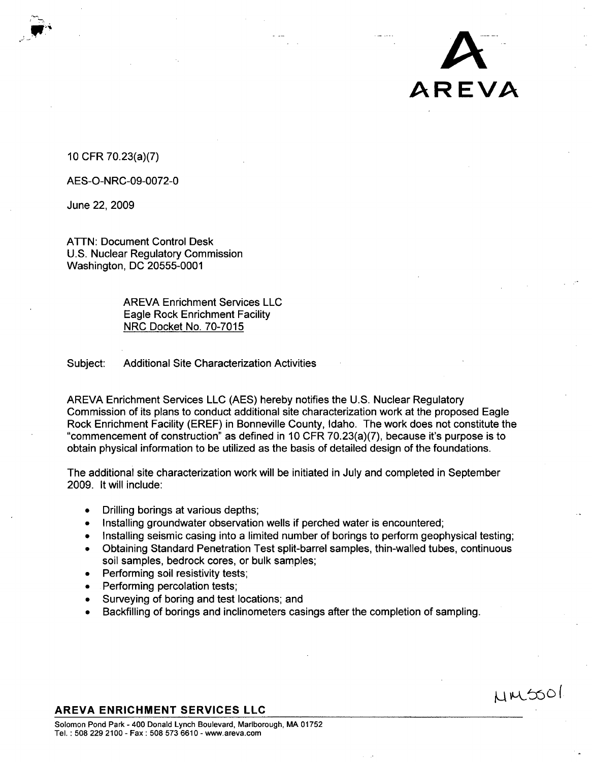AREVA

10 CFR 70.23(a)(7)

AES-O-NRC-09-0072-0

June 22, 2009

ATTN: Document Control Desk
U.S. Nuclear Regulatory Commission
Washington, DC 20555-0001

AREVA Enrichment Services LLC
Eagle Rock Enrichment Facility
NRC Docket No. 70-7015

Subject: Additional Site Characterization Activities

AREVA Enrichment Services LLC (AES) hereby notifies the U.S. Nuclear Regulatory Commission of its plans to conduct additional site characterization work at the proposed Eagle Rock Enrichment Facility (EREF) in Bonneville County, Idaho. The work does not constitute the "commencement of construction" as defined in 10 CFR 70.23(a)(7), because it's purpose is to obtain physical information to be utilized as the basis of detailed design of the foundations.

The additional site characterization work will be initiated in July and completed in September 2009. It will include:

- Drilling borings at various depths;
- Installing groundwater observation wells if perched water is encountered;
- Installing seismic casing into a limited number of borings to perform geophysical testing;
- Obtaining Standard Penetration Test split-barrel samples, thin-walled tubes, continuous soil samples, bedrock cores, or bulk samples;
- Performing soil resistivity tests;
- Performing percolation tests;
- Surveying of boring and test locations; and
- Backfilling of borings and inclinometers casings after the completion of sampling.

NMSS01

**AREVA ENRICHMENT SERVICES LLC**

Solomon Pond Park - 400 Donald Lynch Boulevard, Marlborough, MA 01752
Tel. : 508 229 2100 - Fax : 508 573 6610 - www.areva.com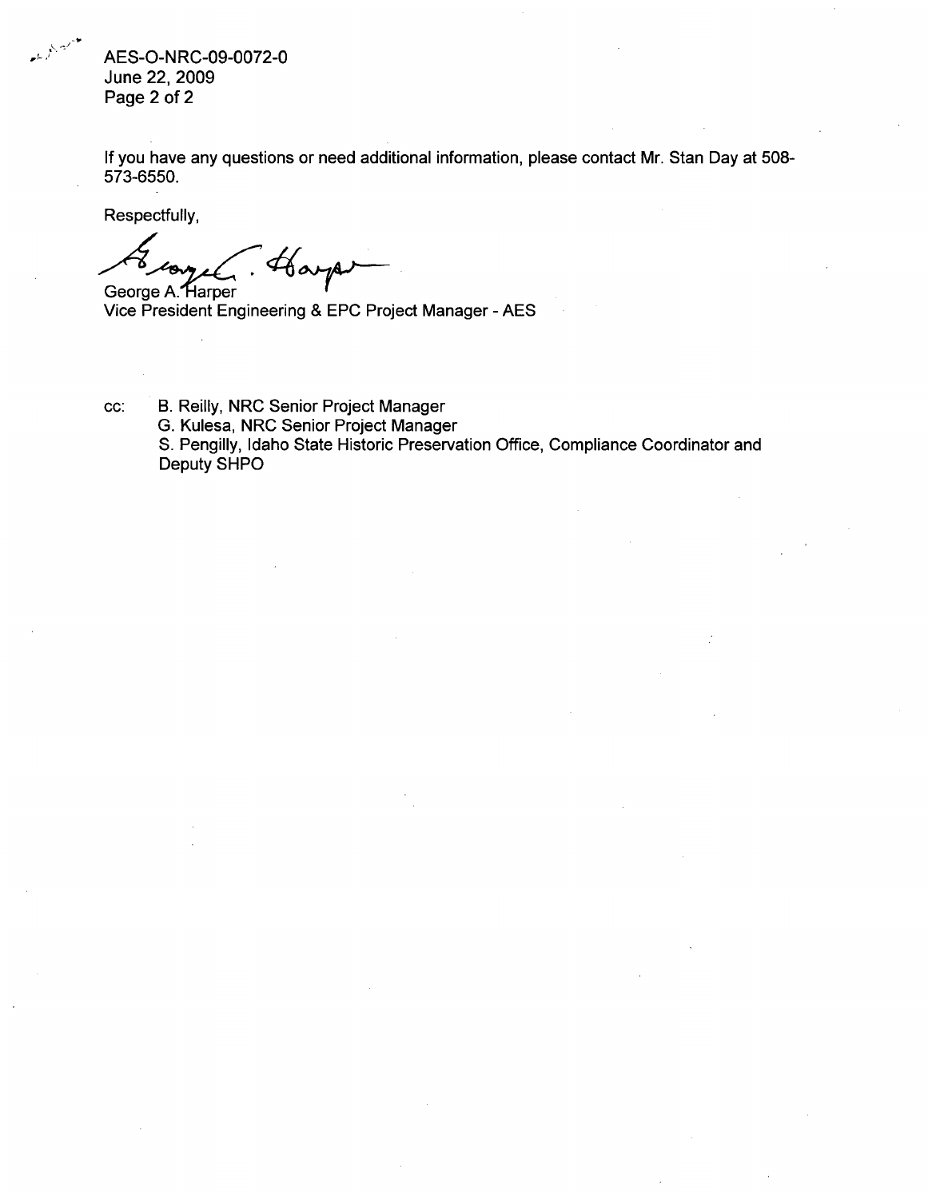If you have any questions or need additional information, please contact Mr. Stan Day at 508-573-6550.

Respectfully,

George A. Harper
Vice President Engineering & EPC Project Manager - AES

cc: B. Reilly, NRC Senior Project Manager
G. Kulesa, NRC Senior Project Manager
S. Pengilly, Idaho State Historic Preservation Office, Compliance Coordinator and Deputy SHPO